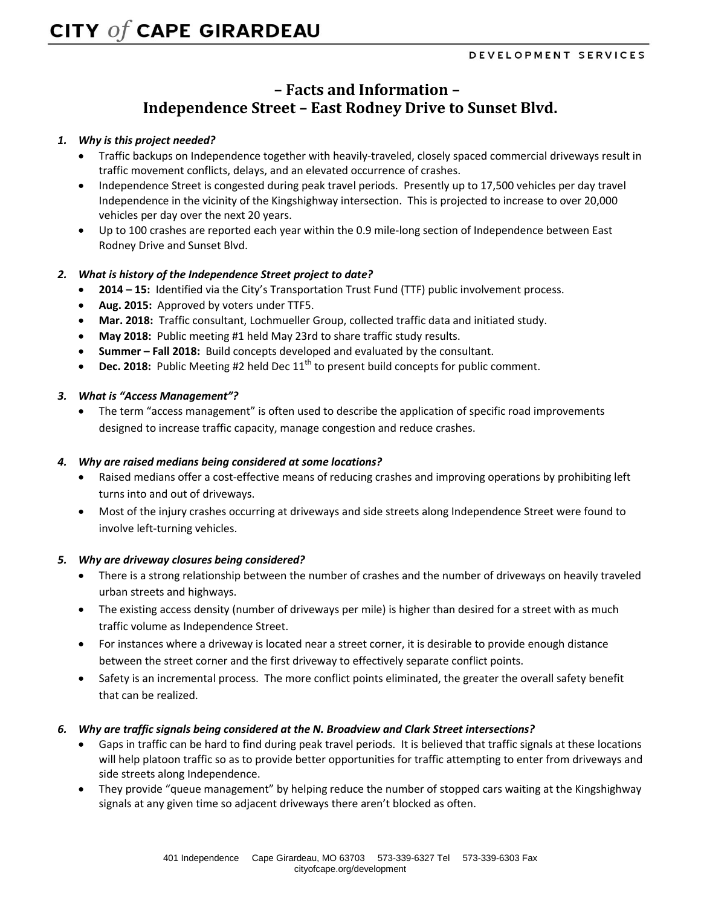# CITY of CAPE GIRARDEAU

DEVELOPMENT SERVICES

## – Facts and Information –
## Independence Street – East Rodney Drive to Sunset Blvd.

1. ***Why is this project needed?***
   - Traffic backups on Independence together with heavily-traveled, closely spaced commercial driveways result in traffic movement conflicts, delays, and an elevated occurrence of crashes.
   - Independence Street is congested during peak travel periods. Presently up to 17,500 vehicles per day travel Independence in the vicinity of the Kingshighway intersection. This is projected to increase to over 20,000 vehicles per day over the next 20 years.
   - Up to 100 crashes are reported each year within the 0.9 mile-long section of Independence between East Rodney Drive and Sunset Blvd.

2. ***What is history of the Independence Street project to date?***
   - **2014 – 15:** Identified via the City's Transportation Trust Fund (TTF) public involvement process.
   - **Aug. 2015:** Approved by voters under TTF5.
   - **Mar. 2018:** Traffic consultant, Lochmueller Group, collected traffic data and initiated study.
   - **May 2018:** Public meeting #1 held May 23rd to share traffic study results.
   - **Summer – Fall 2018:** Build concepts developed and evaluated by the consultant.
   - **Dec. 2018:** Public Meeting #2 held Dec 11th to present build concepts for public comment.

3. ***What is "Access Management"?***
   - The term "access management" is often used to describe the application of specific road improvements designed to increase traffic capacity, manage congestion and reduce crashes.

4. ***Why are raised medians being considered at some locations?***
   - Raised medians offer a cost-effective means of reducing crashes and improving operations by prohibiting left turns into and out of driveways.
   - Most of the injury crashes occurring at driveways and side streets along Independence Street were found to involve left-turning vehicles.

5. ***Why are driveway closures being considered?***
   - There is a strong relationship between the number of crashes and the number of driveways on heavily traveled urban streets and highways.
   - The existing access density (number of driveways per mile) is higher than desired for a street with as much traffic volume as Independence Street.
   - For instances where a driveway is located near a street corner, it is desirable to provide enough distance between the street corner and the first driveway to effectively separate conflict points.
   - Safety is an incremental process. The more conflict points eliminated, the greater the overall safety benefit that can be realized.

6. ***Why are traffic signals being considered at the N. Broadview and Clark Street intersections?***
   - Gaps in traffic can be hard to find during peak travel periods. It is believed that traffic signals at these locations will help platoon traffic so as to provide better opportunities for traffic attempting to enter from driveways and side streets along Independence.
   - They provide "queue management" by helping reduce the number of stopped cars waiting at the Kingshighway signals at any given time so adjacent driveways there aren't blocked as often.

401 Independence Cape Girardeau, MO 63703 573-339-6327 Tel 573-339-6303 Fax
cityofcape.org/development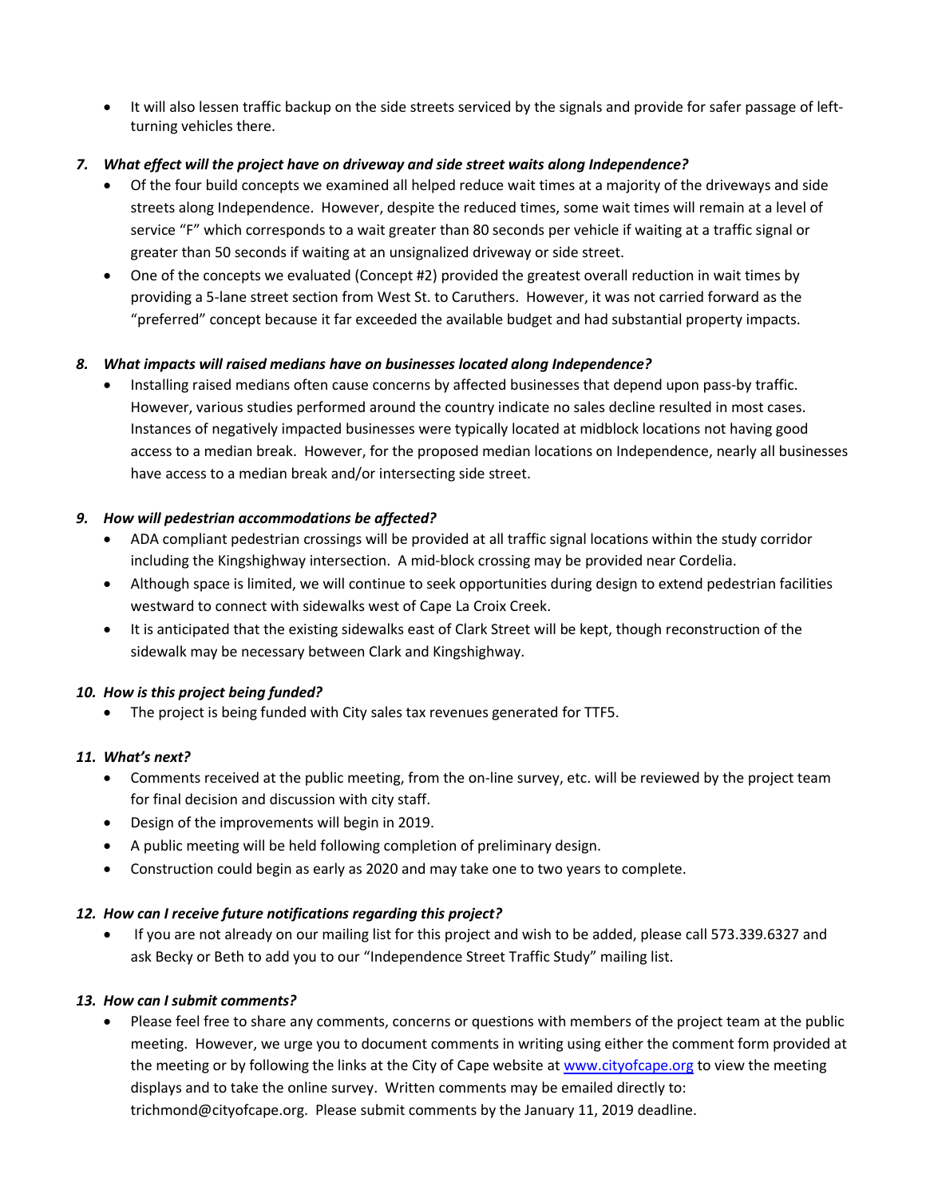- It will also lessen traffic backup on the side streets serviced by the signals and provide for safer passage of left-turning vehicles there.

***7. What effect will the project have on driveway and side street waits along Independence?***

- Of the four build concepts we examined all helped reduce wait times at a majority of the driveways and side streets along Independence. However, despite the reduced times, some wait times will remain at a level of service "F" which corresponds to a wait greater than 80 seconds per vehicle if waiting at a traffic signal or greater than 50 seconds if waiting at an unsignalized driveway or side street.
- One of the concepts we evaluated (Concept #2) provided the greatest overall reduction in wait times by providing a 5-lane street section from West St. to Caruthers. However, it was not carried forward as the "preferred" concept because it far exceeded the available budget and had substantial property impacts.

***8. What impacts will raised medians have on businesses located along Independence?***

- Installing raised medians often cause concerns by affected businesses that depend upon pass-by traffic. However, various studies performed around the country indicate no sales decline resulted in most cases. Instances of negatively impacted businesses were typically located at midblock locations not having good access to a median break. However, for the proposed median locations on Independence, nearly all businesses have access to a median break and/or intersecting side street.

***9. How will pedestrian accommodations be affected?***

- ADA compliant pedestrian crossings will be provided at all traffic signal locations within the study corridor including the Kingshighway intersection. A mid-block crossing may be provided near Cordelia.
- Although space is limited, we will continue to seek opportunities during design to extend pedestrian facilities westward to connect with sidewalks west of Cape La Croix Creek.
- It is anticipated that the existing sidewalks east of Clark Street will be kept, though reconstruction of the sidewalk may be necessary between Clark and Kingshighway.

***10. How is this project being funded?***

- The project is being funded with City sales tax revenues generated for TTF5.

***11. What's next?***

- Comments received at the public meeting, from the on-line survey, etc. will be reviewed by the project team for final decision and discussion with city staff.
- Design of the improvements will begin in 2019.
- A public meeting will be held following completion of preliminary design.
- Construction could begin as early as 2020 and may take one to two years to complete.

***12. How can I receive future notifications regarding this project?***

- If you are not already on our mailing list for this project and wish to be added, please call 573.339.6327 and ask Becky or Beth to add you to our "Independence Street Traffic Study" mailing list.

***13. How can I submit comments?***

- Please feel free to share any comments, concerns or questions with members of the project team at the public meeting. However, we urge you to document comments in writing using either the comment form provided at the meeting or by following the links at the City of Cape website at [www.cityofcape.org](www.cityofcape.org) to view the meeting displays and to take the online survey. Written comments may be emailed directly to: trichmond@cityofcape.org. Please submit comments by the January 11, 2019 deadline.